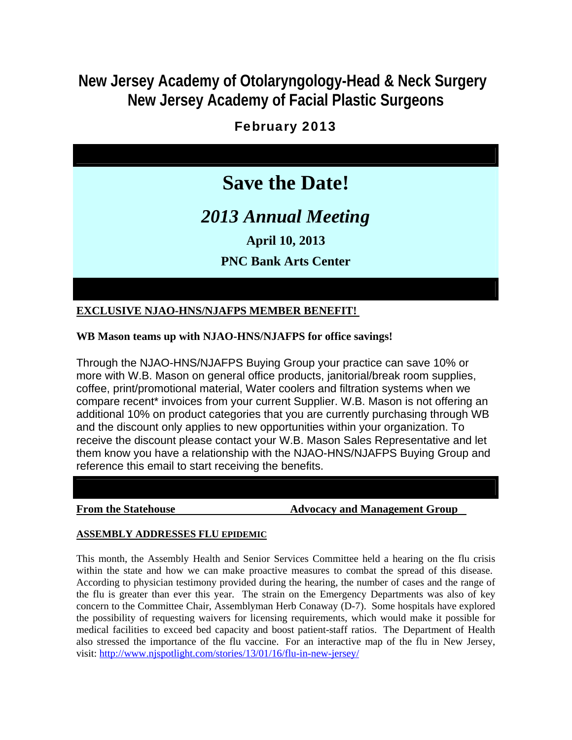# New Jersey Academy of Otolaryngology-Head & Neck Surgery
# New Jersey Academy of Facial Plastic Surgeons

## February 2013

## Save the Date!

### *2013 Annual Meeting*

**April 10, 2013**

**PNC Bank Arts Center**

**EXCLUSIVE NJAO-HNS/NJAFPS MEMBER BENEFIT!**

**WB Mason teams up with NJAO-HNS/NJAFPS for office savings!**

Through the NJAO-HNS/NJAFPS Buying Group your practice can save 10% or more with W.B. Mason on general office products, janitorial/break room supplies, coffee, print/promotional material, Water coolers and filtration systems when we compare recent* invoices from your current Supplier. W.B. Mason is not offering an additional 10% on product categories that you are currently purchasing through WB and the discount only applies to new opportunities within your organization. To receive the discount please contact your W.B. Mason Sales Representative and let them know you have a relationship with the NJAO-HNS/NJAFPS Buying Group and reference this email to start receiving the benefits.

**From the Statehouse** **Advocacy and Management Group**

**ASSEMBLY ADDRESSES FLU EPIDEMIC**

This month, the Assembly Health and Senior Services Committee held a hearing on the flu crisis within the state and how we can make proactive measures to combat the spread of this disease. According to physician testimony provided during the hearing, the number of cases and the range of the flu is greater than ever this year. The strain on the Emergency Departments was also of key concern to the Committee Chair, Assemblyman Herb Conaway (D-7). Some hospitals have explored the possibility of requesting waivers for licensing requirements, which would make it possible for medical facilities to exceed bed capacity and boost patient-staff ratios. The Department of Health also stressed the importance of the flu vaccine. For an interactive map of the flu in New Jersey, visit: http://www.njspotlight.com/stories/13/01/16/flu-in-new-jersey/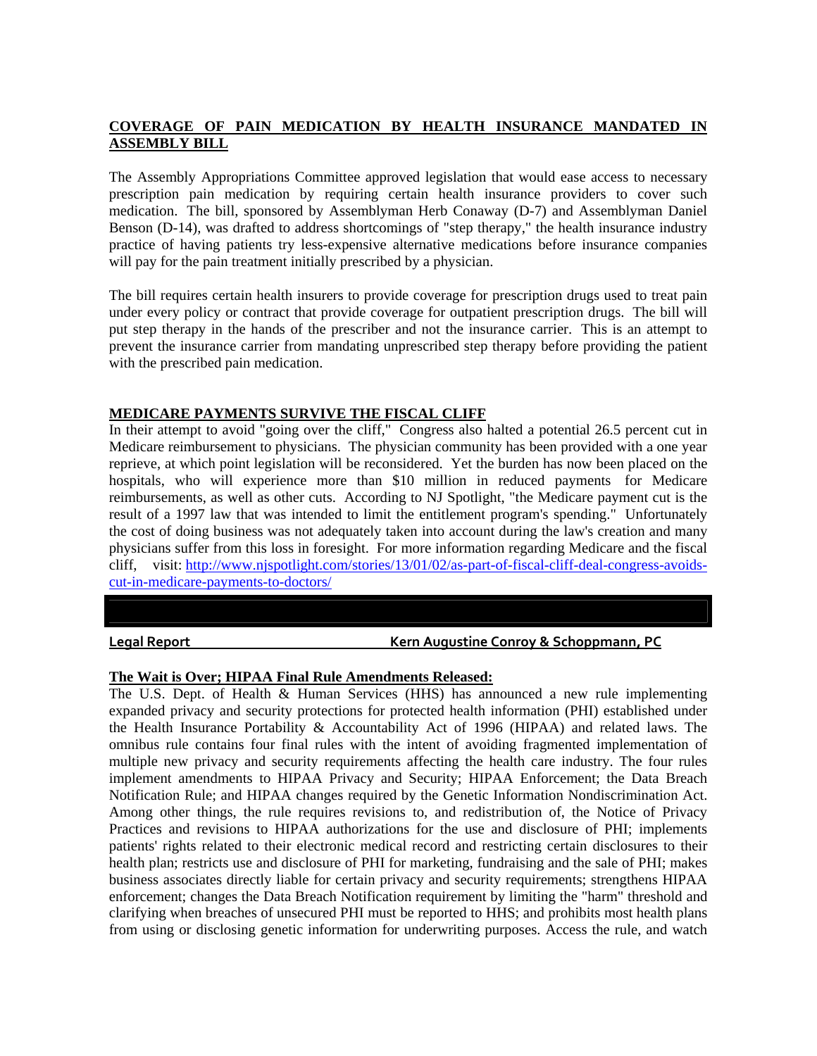## COVERAGE OF PAIN MEDICATION BY HEALTH INSURANCE MANDATED IN ASSEMBLY BILL

The Assembly Appropriations Committee approved legislation that would ease access to necessary prescription pain medication by requiring certain health insurance providers to cover such medication. The bill, sponsored by Assemblyman Herb Conaway (D-7) and Assemblyman Daniel Benson (D-14), was drafted to address shortcomings of "step therapy," the health insurance industry practice of having patients try less-expensive alternative medications before insurance companies will pay for the pain treatment initially prescribed by a physician.

The bill requires certain health insurers to provide coverage for prescription drugs used to treat pain under every policy or contract that provide coverage for outpatient prescription drugs. The bill will put step therapy in the hands of the prescriber and not the insurance carrier. This is an attempt to prevent the insurance carrier from mandating unprescribed step therapy before providing the patient with the prescribed pain medication.

## MEDICARE PAYMENTS SURVIVE THE FISCAL CLIFF

In their attempt to avoid "going over the cliff," Congress also halted a potential 26.5 percent cut in Medicare reimbursement to physicians. The physician community has been provided with a one year reprieve, at which point legislation will be reconsidered. Yet the burden has now been placed on the hospitals, who will experience more than $10 million in reduced payments for Medicare reimbursements, as well as other cuts. According to NJ Spotlight, "the Medicare payment cut is the result of a 1997 law that was intended to limit the entitlement program's spending." Unfortunately the cost of doing business was not adequately taken into account during the law's creation and many physicians suffer from this loss in foresight. For more information regarding Medicare and the fiscal cliff, visit: http://www.njspotlight.com/stories/13/01/02/as-part-of-fiscal-cliff-deal-congress-avoids-cut-in-medicare-payments-to-doctors/

---

**Legal Report** **Kern Augustine Conroy & Schoppmann, PC**

## The Wait is Over; HIPAA Final Rule Amendments Released:

The U.S. Dept. of Health & Human Services (HHS) has announced a new rule implementing expanded privacy and security protections for protected health information (PHI) established under the Health Insurance Portability & Accountability Act of 1996 (HIPAA) and related laws. The omnibus rule contains four final rules with the intent of avoiding fragmented implementation of multiple new privacy and security requirements affecting the health care industry. The four rules implement amendments to HIPAA Privacy and Security; HIPAA Enforcement; the Data Breach Notification Rule; and HIPAA changes required by the Genetic Information Nondiscrimination Act. Among other things, the rule requires revisions to, and redistribution of, the Notice of Privacy Practices and revisions to HIPAA authorizations for the use and disclosure of PHI; implements patients' rights related to their electronic medical record and restricting certain disclosures to their health plan; restricts use and disclosure of PHI for marketing, fundraising and the sale of PHI; makes business associates directly liable for certain privacy and security requirements; strengthens HIPAA enforcement; changes the Data Breach Notification requirement by limiting the "harm" threshold and clarifying when breaches of unsecured PHI must be reported to HHS; and prohibits most health plans from using or disclosing genetic information for underwriting purposes. Access the rule, and watch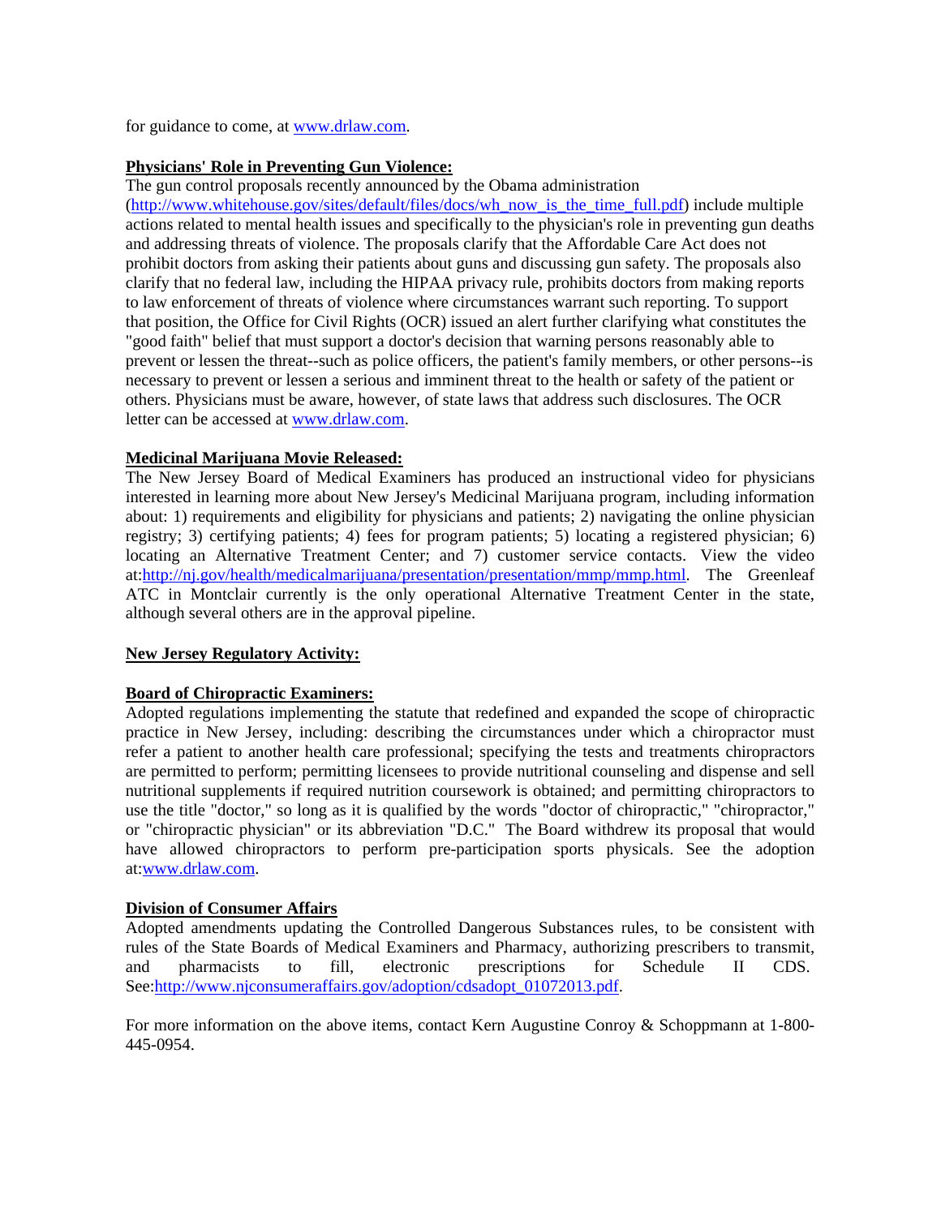for guidance to come, at [www.drlaw.com](http://www.drlaw.com).

**Physicians' Role in Preventing Gun Violence:**

The gun control proposals recently announced by the Obama administration ([http://www.whitehouse.gov/sites/default/files/docs/wh_now_is_the_time_full.pdf](http://www.whitehouse.gov/sites/default/files/docs/wh_now_is_the_time_full.pdf)) include multiple actions related to mental health issues and specifically to the physician's role in preventing gun deaths and addressing threats of violence. The proposals clarify that the Affordable Care Act does not prohibit doctors from asking their patients about guns and discussing gun safety. The proposals also clarify that no federal law, including the HIPAA privacy rule, prohibits doctors from making reports to law enforcement of threats of violence where circumstances warrant such reporting. To support that position, the Office for Civil Rights (OCR) issued an alert further clarifying what constitutes the "good faith" belief that must support a doctor's decision that warning persons reasonably able to prevent or lessen the threat--such as police officers, the patient's family members, or other persons--is necessary to prevent or lessen a serious and imminent threat to the health or safety of the patient or others. Physicians must be aware, however, of state laws that address such disclosures. The OCR letter can be accessed at [www.drlaw.com](http://www.drlaw.com).

**Medicinal Marijuana Movie Released:**

The New Jersey Board of Medical Examiners has produced an instructional video for physicians interested in learning more about New Jersey's Medicinal Marijuana program, including information about: 1) requirements and eligibility for physicians and patients; 2) navigating the online physician registry; 3) certifying patients; 4) fees for program patients; 5) locating a registered physician; 6) locating an Alternative Treatment Center; and 7) customer service contacts. View the video at:[http://nj.gov/health/medicalmarijuana/presentation/presentation/mmp/mmp.html](http://nj.gov/health/medicalmarijuana/presentation/presentation/mmp/mmp.html). The Greenleaf ATC in Montclair currently is the only operational Alternative Treatment Center in the state, although several others are in the approval pipeline.

**New Jersey Regulatory Activity:**

**Board of Chiropractic Examiners:**

Adopted regulations implementing the statute that redefined and expanded the scope of chiropractic practice in New Jersey, including: describing the circumstances under which a chiropractor must refer a patient to another health care professional; specifying the tests and treatments chiropractors are permitted to perform; permitting licensees to provide nutritional counseling and dispense and sell nutritional supplements if required nutrition coursework is obtained; and permitting chiropractors to use the title "doctor," so long as it is qualified by the words "doctor of chiropractic," "chiropractor," or "chiropractic physician" or its abbreviation "D.C." The Board withdrew its proposal that would have allowed chiropractors to perform pre-participation sports physicals. See the adoption at:[www.drlaw.com](http://www.drlaw.com).

**Division of Consumer Affairs**

Adopted amendments updating the Controlled Dangerous Substances rules, to be consistent with rules of the State Boards of Medical Examiners and Pharmacy, authorizing prescribers to transmit, and pharmacists to fill, electronic prescriptions for Schedule II CDS. See:[http://www.njconsumeraffairs.gov/adoption/cdsadopt_01072013.pdf](http://www.njconsumeraffairs.gov/adoption/cdsadopt_01072013.pdf).

For more information on the above items, contact Kern Augustine Conroy & Schoppmann at 1-800-445-0954.